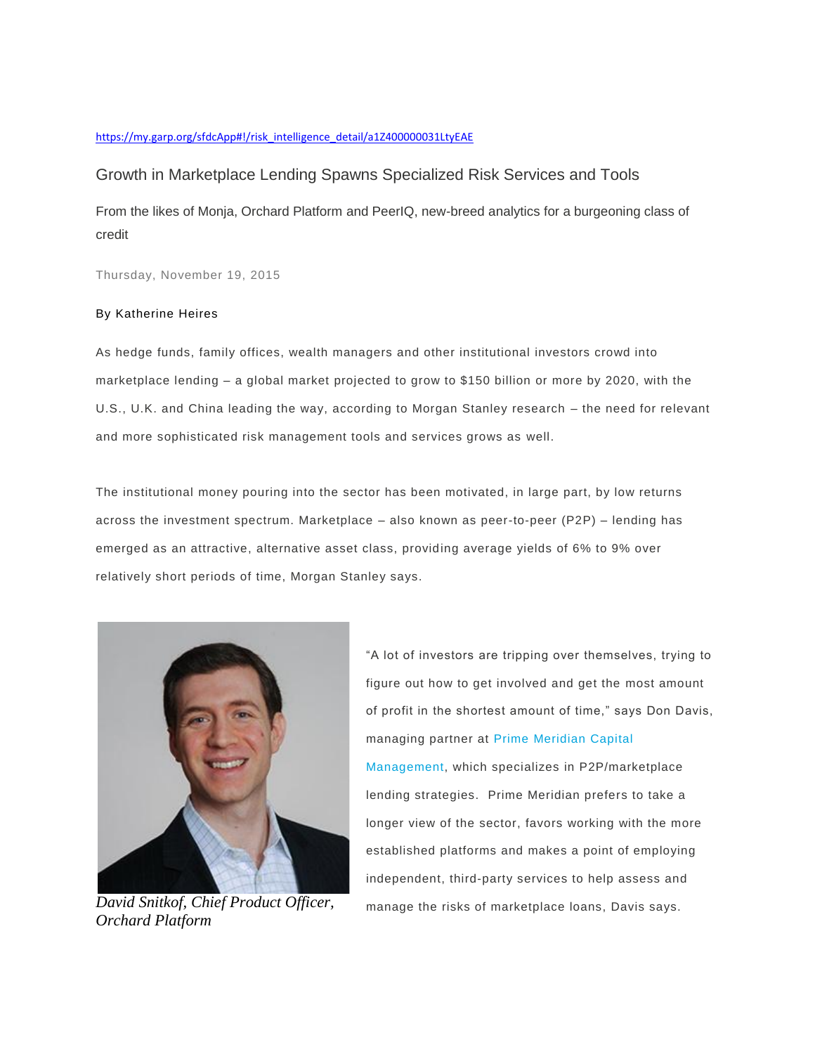https://my.garp.org/sfdcApp#!/risk_intelligence_detail/a1Z400000031LtyEAE

# Growth in Marketplace Lending Spawns Specialized Risk Services and Tools

From the likes of Monja, Orchard Platform and PeerIQ, new-breed analytics for a burgeoning class of credit

Thursday, November 19, 2015

By Katherine Heires

As hedge funds, family offices, wealth managers and other institutional investors crowd into marketplace lending – a global market projected to grow to $150 billion or more by 2020, with the U.S., U.K. and China leading the way, according to Morgan Stanley research – the need for relevant and more sophisticated risk management tools and services grows as well.

The institutional money pouring into the sector has been motivated, in large part, by low returns across the investment spectrum. Marketplace – also known as peer-to-peer (P2P) – lending has emerged as an attractive, alternative asset class, providing average yields of 6% to 9% over relatively short periods of time, Morgan Stanley says.

*David Snitkof, Chief Product Officer, Orchard Platform*

"A lot of investors are tripping over themselves, trying to figure out how to get involved and get the most amount of profit in the shortest amount of time," says Don Davis, managing partner at Prime Meridian Capital Management, which specializes in P2P/marketplace lending strategies. Prime Meridian prefers to take a longer view of the sector, favors working with the more established platforms and makes a point of employing independent, third-party services to help assess and manage the risks of marketplace loans, Davis says.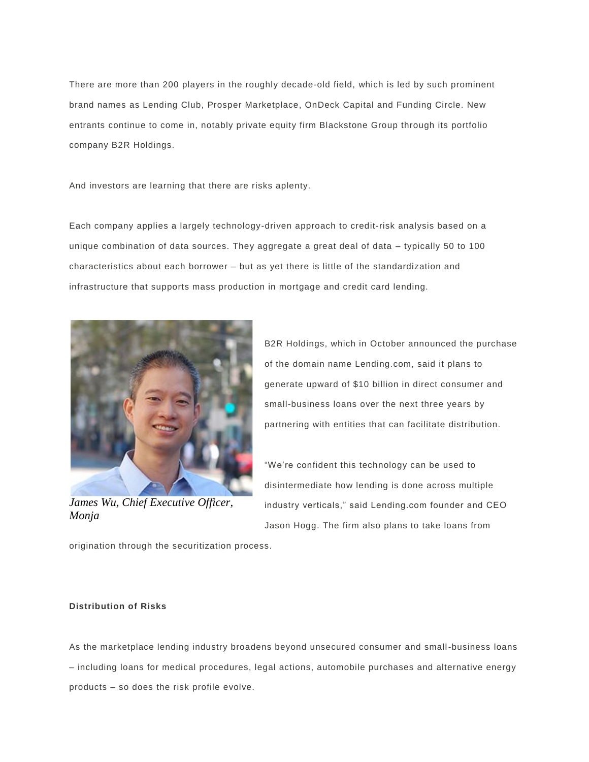There are more than 200 players in the roughly decade-old field, which is led by such prominent brand names as Lending Club, Prosper Marketplace, OnDeck Capital and Funding Circle. New entrants continue to come in, notably private equity firm Blackstone Group through its portfolio company B2R Holdings.

And investors are learning that there are risks aplenty.

Each company applies a largely technology-driven approach to credit-risk analysis based on a unique combination of data sources. They aggregate a great deal of data – typically 50 to 100 characteristics about each borrower – but as yet there is little of the standardization and infrastructure that supports mass production in mortgage and credit card lending.

*James Wu, Chief Executive Officer, Monja*

B2R Holdings, which in October announced the purchase of the domain name Lending.com, said it plans to generate upward of $10 billion in direct consumer and small-business loans over the next three years by partnering with entities that can facilitate distribution.

"We're confident this technology can be used to disintermediate how lending is done across multiple industry verticals," said Lending.com founder and CEO Jason Hogg. The firm also plans to take loans from origination through the securitization process.

**Distribution of Risks**

As the marketplace lending industry broadens beyond unsecured consumer and small-business loans – including loans for medical procedures, legal actions, automobile purchases and alternative energy products – so does the risk profile evolve.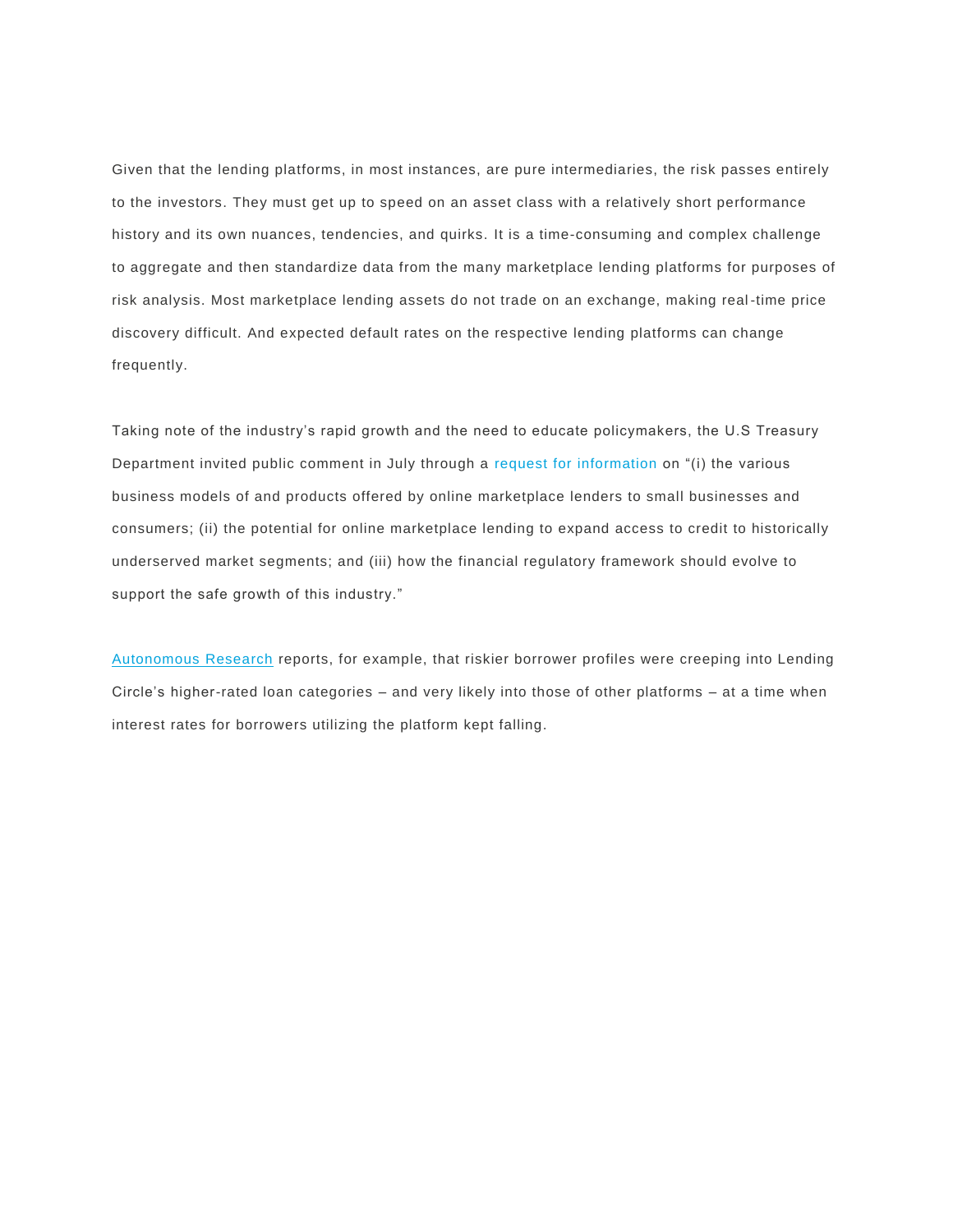Given that the lending platforms, in most instances, are pure intermediaries, the risk passes entirely to the investors. They must get up to speed on an asset class with a relatively short performance history and its own nuances, tendencies, and quirks. It is a time-consuming and complex challenge to aggregate and then standardize data from the many marketplace lending platforms for purposes of risk analysis. Most marketplace lending assets do not trade on an exchange, making real-time price discovery difficult. And expected default rates on the respective lending platforms can change frequently.

Taking note of the industry's rapid growth and the need to educate policymakers, the U.S Treasury Department invited public comment in July through a request for information on "(i) the various business models of and products offered by online marketplace lenders to small businesses and consumers; (ii) the potential for online marketplace lending to expand access to credit to historically underserved market segments; and (iii) how the financial regulatory framework should evolve to support the safe growth of this industry."

Autonomous Research reports, for example, that riskier borrower profiles were creeping into Lending Circle's higher-rated loan categories – and very likely into those of other platforms – at a time when interest rates for borrowers utilizing the platform kept falling.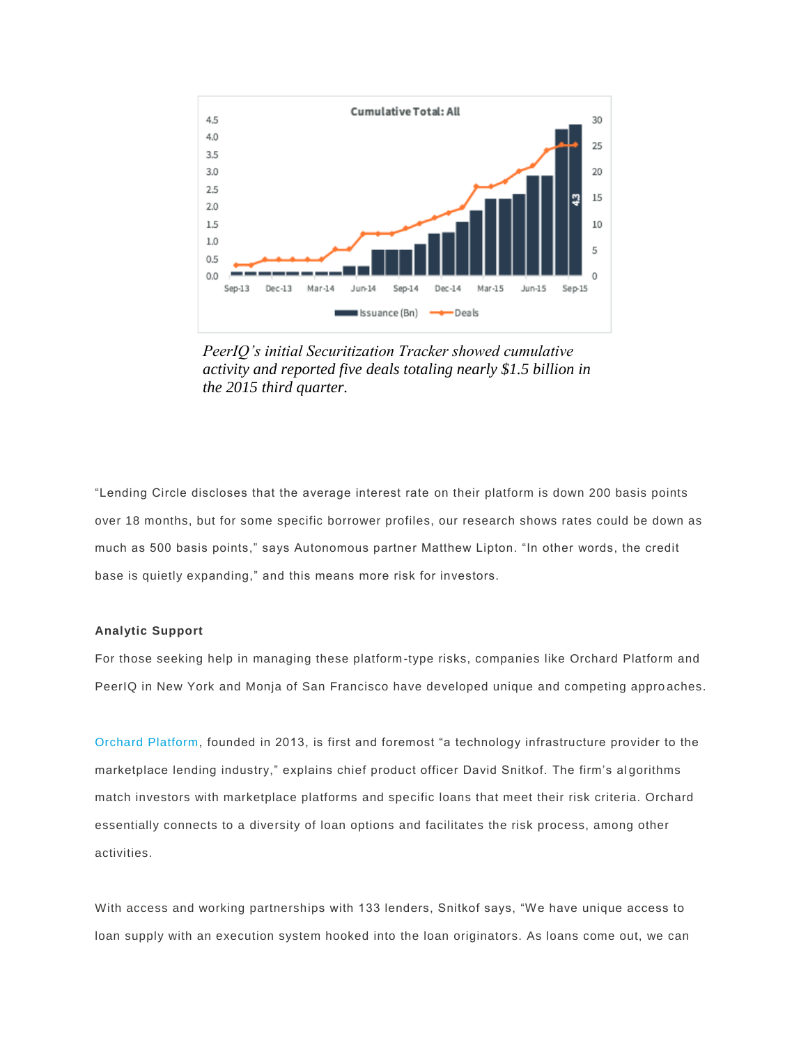*PeerIQ's initial Securitization Tracker showed cumulative activity and reported five deals totaling nearly $1.5 billion in the 2015 third quarter.*

"Lending Circle discloses that the average interest rate on their platform is down 200 basis points over 18 months, but for some specific borrower profiles, our research shows rates could be down as much as 500 basis points," says Autonomous partner Matthew Lipton. "In other words, the credit base is quietly expanding," and this means more risk for investors.

**Analytic Support**

For those seeking help in managing these platform-type risks, companies like Orchard Platform and PeerIQ in New York and Monja of San Francisco have developed unique and competing approaches.

Orchard Platform, founded in 2013, is first and foremost "a technology infrastructure provider to the marketplace lending industry," explains chief product officer David Snitkof. The firm's algorithms match investors with marketplace platforms and specific loans that meet their risk criteria. Orchard essentially connects to a diversity of loan options and facilitates the risk process, among other activities.

With access and working partnerships with 133 lenders, Snitkof says, "We have unique access to loan supply with an execution system hooked into the loan originators. As loans come out, we can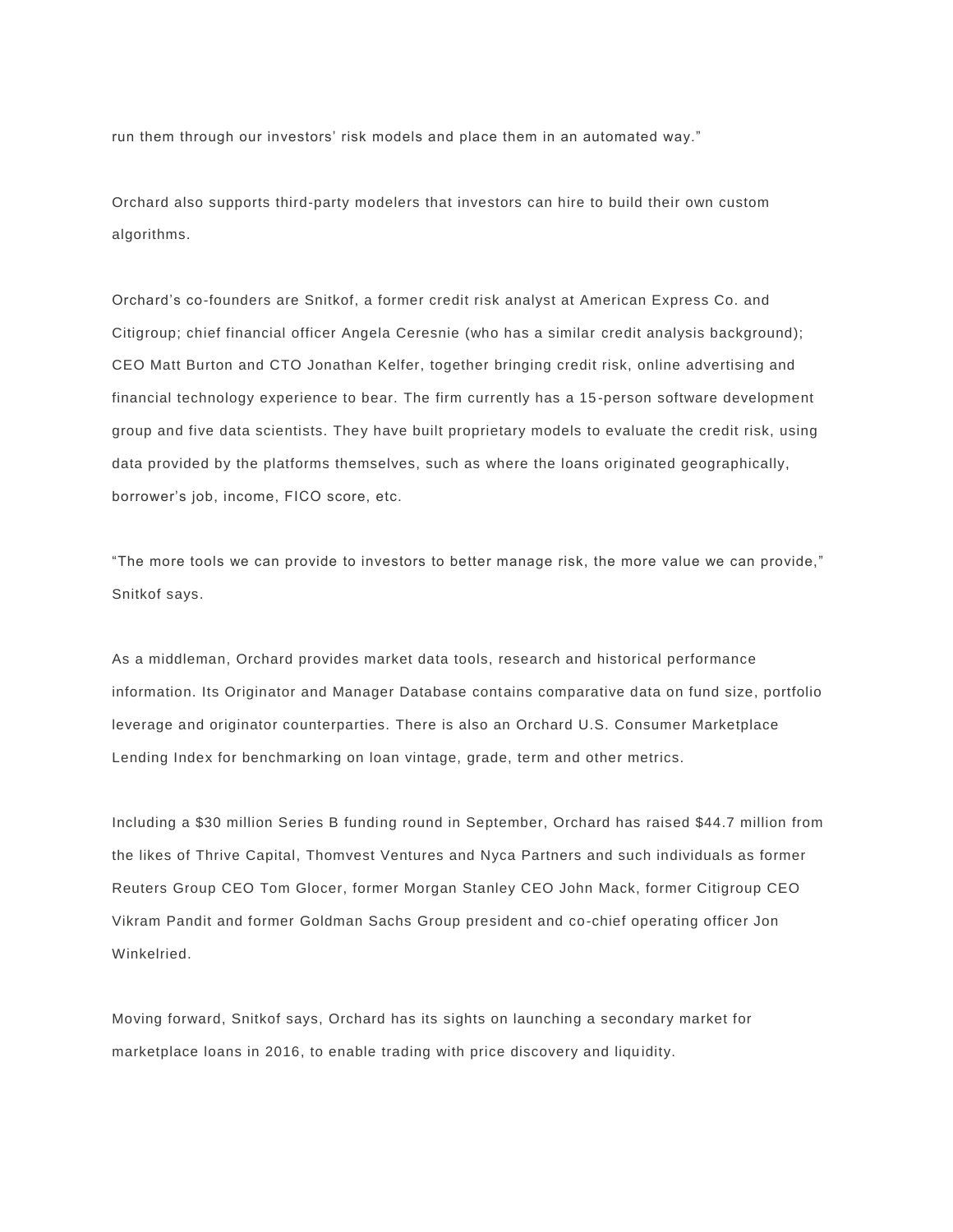run them through our investors' risk models and place them in an automated way."

Orchard also supports third-party modelers that investors can hire to build their own custom algorithms.

Orchard's co-founders are Snitkof, a former credit risk analyst at American Express Co. and Citigroup; chief financial officer Angela Ceresnie (who has a similar credit analysis background); CEO Matt Burton and CTO Jonathan Kelfer, together bringing credit risk, online advertising and financial technology experience to bear. The firm currently has a 15-person software development group and five data scientists. They have built proprietary models to evaluate the credit risk, using data provided by the platforms themselves, such as where the loans originated geographically, borrower's job, income, FICO score, etc.

"The more tools we can provide to investors to better manage risk, the more value we can provide," Snitkof says.

As a middleman, Orchard provides market data tools, research and historical performance information. Its Originator and Manager Database contains comparative data on fund size, portfolio leverage and originator counterparties. There is also an Orchard U.S. Consumer Marketplace Lending Index for benchmarking on loan vintage, grade, term and other metrics.

Including a $30 million Series B funding round in September, Orchard has raised $44.7 million from the likes of Thrive Capital, Thomvest Ventures and Nyca Partners and such individuals as former Reuters Group CEO Tom Glocer, former Morgan Stanley CEO John Mack, former Citigroup CEO Vikram Pandit and former Goldman Sachs Group president and co-chief operating officer Jon Winkelried.

Moving forward, Snitkof says, Orchard has its sights on launching a secondary market for marketplace loans in 2016, to enable trading with price discovery and liquidity.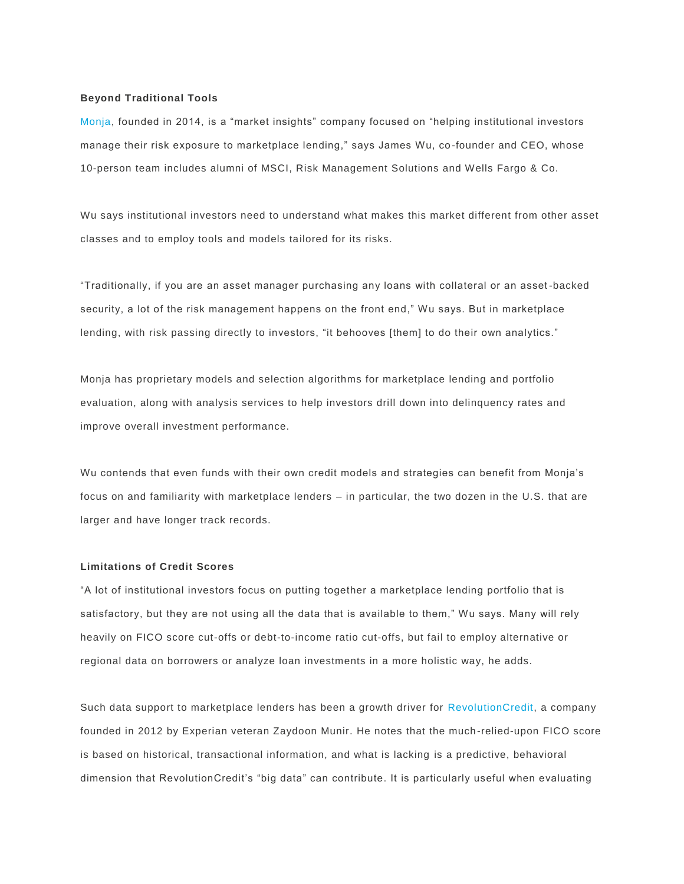**Beyond Traditional Tools**

Monja, founded in 2014, is a "market insights" company focused on "helping institutional investors manage their risk exposure to marketplace lending," says James Wu, co-founder and CEO, whose 10-person team includes alumni of MSCI, Risk Management Solutions and Wells Fargo & Co.

Wu says institutional investors need to understand what makes this market different from other asset classes and to employ tools and models tailored for its risks.

"Traditionally, if you are an asset manager purchasing any loans with collateral or an asset-backed security, a lot of the risk management happens on the front end," Wu says. But in marketplace lending, with risk passing directly to investors, "it behooves [them] to do their own analytics."

Monja has proprietary models and selection algorithms for marketplace lending and portfolio evaluation, along with analysis services to help investors drill down into delinquency rates and improve overall investment performance.

Wu contends that even funds with their own credit models and strategies can benefit from Monja's focus on and familiarity with marketplace lenders – in particular, the two dozen in the U.S. that are larger and have longer track records.

**Limitations of Credit Scores**

"A lot of institutional investors focus on putting together a marketplace lending portfolio that is satisfactory, but they are not using all the data that is available to them," Wu says. Many will rely heavily on FICO score cut-offs or debt-to-income ratio cut-offs, but fail to employ alternative or regional data on borrowers or analyze loan investments in a more holistic way, he adds.

Such data support to marketplace lenders has been a growth driver for RevolutionCredit, a company founded in 2012 by Experian veteran Zaydoon Munir. He notes that the much-relied-upon FICO score is based on historical, transactional information, and what is lacking is a predictive, behavioral dimension that RevolutionCredit's "big data" can contribute. It is particularly useful when evaluating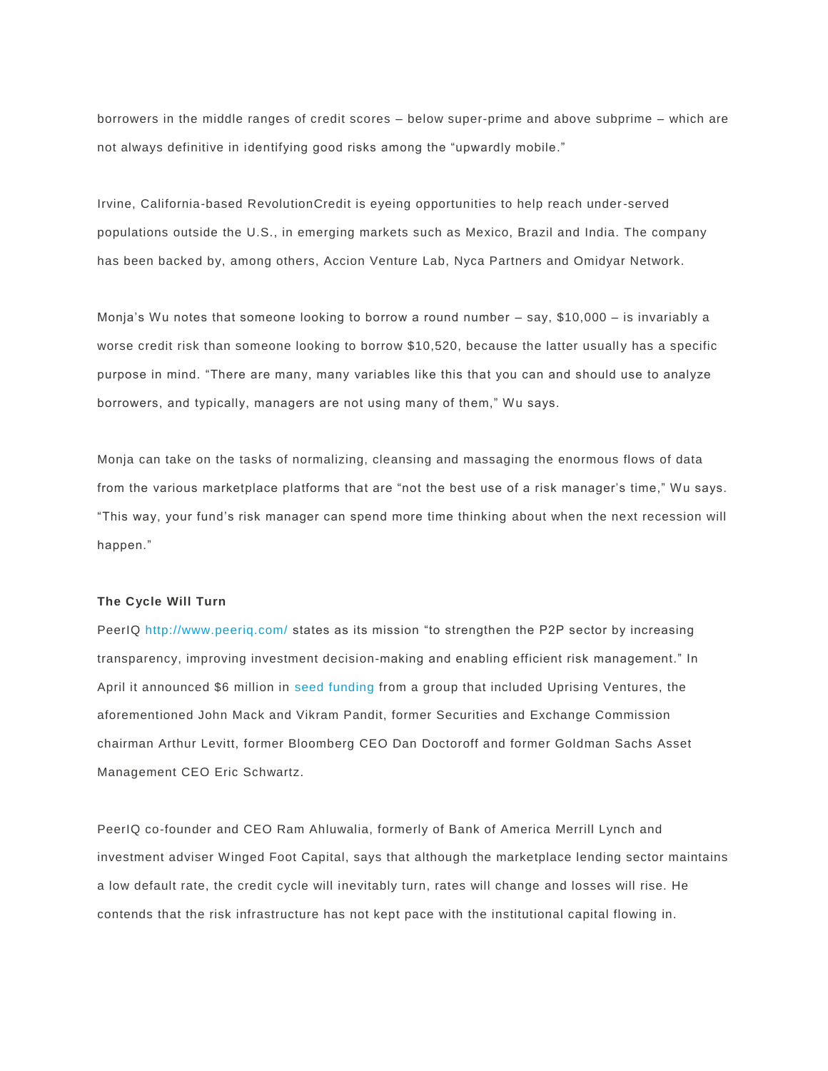borrowers in the middle ranges of credit scores – below super-prime and above subprime – which are not always definitive in identifying good risks among the “upwardly mobile.”

Irvine, California-based RevolutionCredit is eyeing opportunities to help reach under-served populations outside the U.S., in emerging markets such as Mexico, Brazil and India. The company has been backed by, among others, Accion Venture Lab, Nyca Partners and Omidyar Network.

Monja’s Wu notes that someone looking to borrow a round number – say, $10,000 – is invariably a worse credit risk than someone looking to borrow $10,520, because the latter usually has a specific purpose in mind. “There are many, many variables like this that you can and should use to analyze borrowers, and typically, managers are not using many of them,” Wu says.

Monja can take on the tasks of normalizing, cleansing and massaging the enormous flows of data from the various marketplace platforms that are “not the best use of a risk manager’s time,” Wu says. “This way, your fund’s risk manager can spend more time thinking about when the next recession will happen.”

**The Cycle Will Turn**

PeerIQ http://www.peeriq.com/ states as its mission “to strengthen the P2P sector by increasing transparency, improving investment decision-making and enabling efficient risk management.” In April it announced $6 million in seed funding from a group that included Uprising Ventures, the aforementioned John Mack and Vikram Pandit, former Securities and Exchange Commission chairman Arthur Levitt, former Bloomberg CEO Dan Doctoroff and former Goldman Sachs Asset Management CEO Eric Schwartz.

PeerIQ co-founder and CEO Ram Ahluwalia, formerly of Bank of America Merrill Lynch and investment adviser Winged Foot Capital, says that although the marketplace lending sector maintains a low default rate, the credit cycle will inevitably turn, rates will change and losses will rise. He contends that the risk infrastructure has not kept pace with the institutional capital flowing in.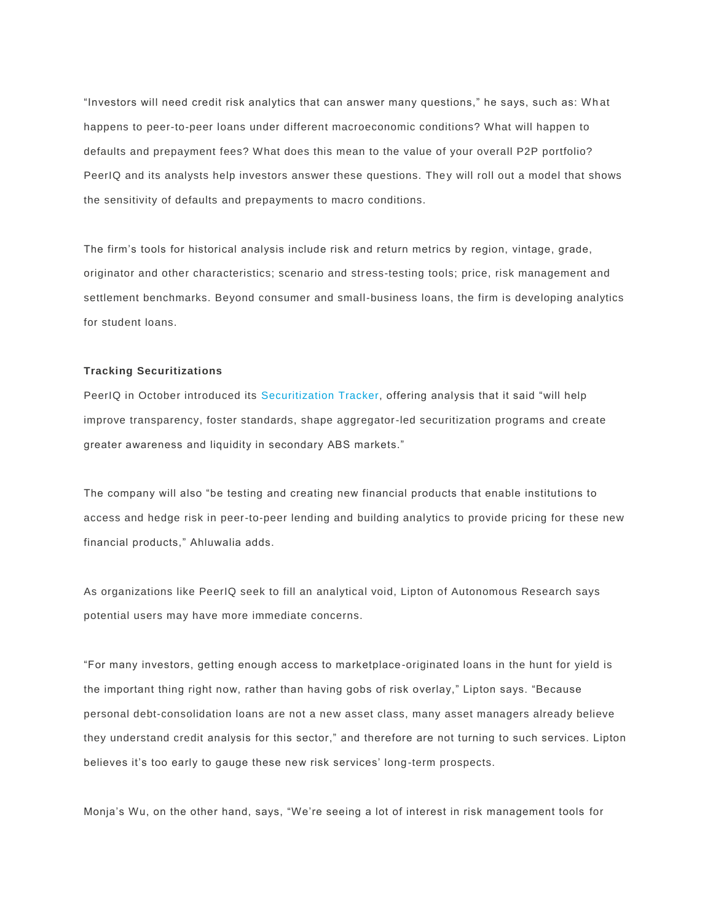“Investors will need credit risk analytics that can answer many questions,” he says, such as: What happens to peer-to-peer loans under different macroeconomic conditions? What will happen to defaults and prepayment fees? What does this mean to the value of your overall P2P portfolio? PeerIQ and its analysts help investors answer these questions. They will roll out a model that shows the sensitivity of defaults and prepayments to macro conditions.

The firm’s tools for historical analysis include risk and return metrics by region, vintage, grade, originator and other characteristics; scenario and stress-testing tools; price, risk management and settlement benchmarks. Beyond consumer and small-business loans, the firm is developing analytics for student loans.

**Tracking Securitizations**

PeerIQ in October introduced its Securitization Tracker, offering analysis that it said “will help improve transparency, foster standards, shape aggregator-led securitization programs and create greater awareness and liquidity in secondary ABS markets.”

The company will also “be testing and creating new financial products that enable institutions to access and hedge risk in peer-to-peer lending and building analytics to provide pricing for these new financial products,” Ahluwalia adds.

As organizations like PeerIQ seek to fill an analytical void, Lipton of Autonomous Research says potential users may have more immediate concerns.

“For many investors, getting enough access to marketplace-originated loans in the hunt for yield is the important thing right now, rather than having gobs of risk overlay,” Lipton says. “Because personal debt-consolidation loans are not a new asset class, many asset managers already believe they understand credit analysis for this sector,” and therefore are not turning to such services. Lipton believes it’s too early to gauge these new risk services’ long-term prospects.

Monja’s Wu, on the other hand, says, “We’re seeing a lot of interest in risk management tools for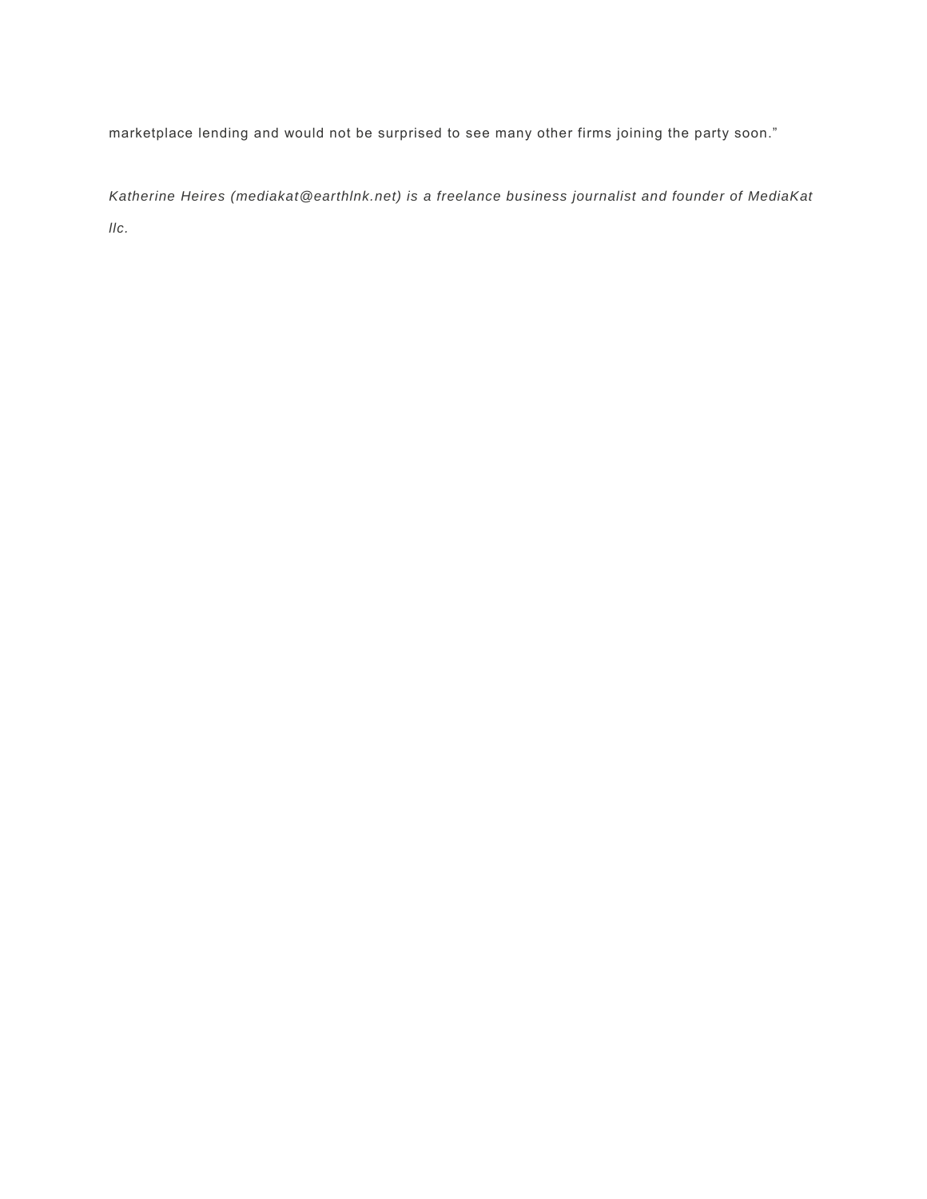marketplace lending and would not be surprised to see many other firms joining the party soon."

*Katherine Heires (mediakat@earthlnk.net) is a freelance business journalist and founder of MediaKat llc.*